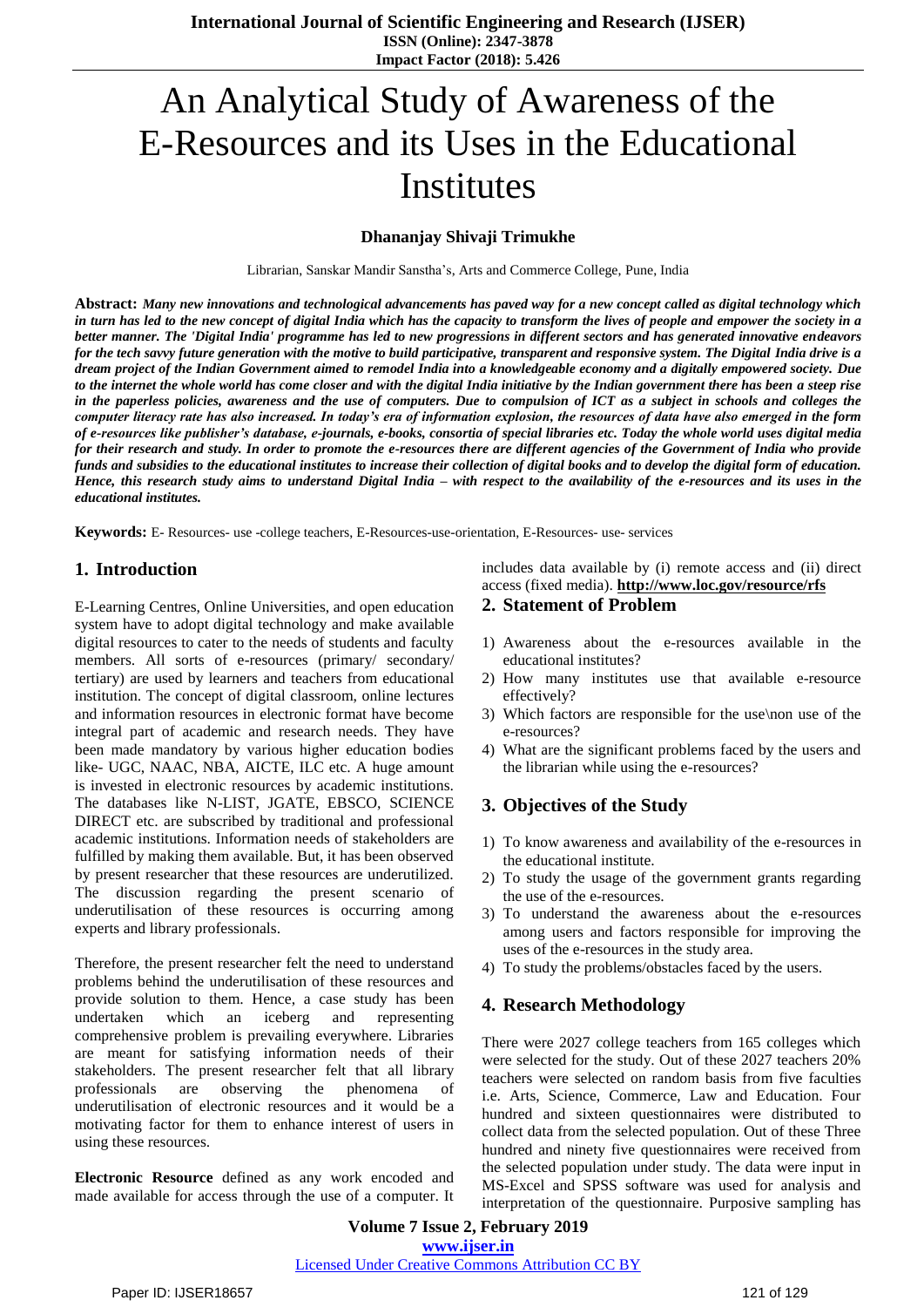# An Analytical Study of Awareness of the E-Resources and its Uses in the Educational Institutes

**Dhananjay Shivaji Trimukhe**

Librarian, Sanskar Mandir Sanstha's, Arts and Commerce College, Pune, India

**Abstract:** ***Many new innovations and technological advancements has paved way for a new concept called as digital technology which in turn has led to the new concept of digital India which has the capacity to transform the lives of people and empower the society in a better manner. The 'Digital India' programme has led to new progressions in different sectors and has generated innovative endeavors for the tech savvy future generation with the motive to build participative, transparent and responsive system. The Digital India drive is a dream project of the Indian Government aimed to remodel India into a knowledgeable economy and a digitally empowered society. Due to the internet the whole world has come closer and with the digital India initiative by the Indian government there has been a steep rise in the paperless policies, awareness and the use of computers. Due to compulsion of ICT as a subject in schools and colleges the computer literacy rate has also increased. In today's era of information explosion, the resources of data have also emerged in the form of e-resources like publisher's database, e-journals, e-books, consortia of special libraries etc. Today the whole world uses digital media for their research and study. In order to promote the e-resources there are different agencies of the Government of India who provide funds and subsidies to the educational institutes to increase their collection of digital books and to develop the digital form of education. Hence, this research study aims to understand Digital India – with respect to the availability of the e-resources and its uses in the educational institutes.***

**Keywords:** E- Resources- use -college teachers, E-Resources-use-orientation, E-Resources- use- services

## 1. Introduction

E-Learning Centres, Online Universities, and open education system have to adopt digital technology and make available digital resources to cater to the needs of students and faculty members. All sorts of e-resources (primary/ secondary/ tertiary) are used by learners and teachers from educational institution. The concept of digital classroom, online lectures and information resources in electronic format have become integral part of academic and research needs. They have been made mandatory by various higher education bodies like- UGC, NAAC, NBA, AICTE, ILC etc. A huge amount is invested in electronic resources by academic institutions. The databases like N-LIST, JGATE, EBSCO, SCIENCE DIRECT etc. are subscribed by traditional and professional academic institutions. Information needs of stakeholders are fulfilled by making them available. But, it has been observed by present researcher that these resources are underutilized. The discussion regarding the present scenario of underutilisation of these resources is occurring among experts and library professionals.

Therefore, the present researcher felt the need to understand problems behind the underutilisation of these resources and provide solution to them. Hence, a case study has been undertaken which an iceberg and representing comprehensive problem is prevailing everywhere. Libraries are meant for satisfying information needs of their stakeholders. The present researcher felt that all library professionals are observing the phenomena of underutilisation of electronic resources and it would be a motivating factor for them to enhance interest of users in using these resources.

**Electronic Resource** defined as any work encoded and made available for access through the use of a computer. It includes data available by (i) remote access and (ii) direct access (fixed media). **http://www.loc.gov/resource/rfs**

## 2. Statement of Problem

1) Awareness about the e-resources available in the educational institutes?
2) How many institutes use that available e-resource effectively?
3) Which factors are responsible for the use\non use of the e-resources?
4) What are the significant problems faced by the users and the librarian while using the e-resources?

## 3. Objectives of the Study

1) To know awareness and availability of the e-resources in the educational institute.
2) To study the usage of the government grants regarding the use of the e-resources.
3) To understand the awareness about the e-resources among users and factors responsible for improving the uses of the e-resources in the study area.
4) To study the problems/obstacles faced by the users.

## 4. Research Methodology

There were 2027 college teachers from 165 colleges which were selected for the study. Out of these 2027 teachers 20% teachers were selected on random basis from five faculties i.e. Arts, Science, Commerce, Law and Education. Four hundred and sixteen questionnaires were distributed to collect data from the selected population. Out of these Three hundred and ninety five questionnaires were received from the selected population under study. The data were input in MS-Excel and SPSS software was used for analysis and interpretation of the questionnaire. Purposive sampling has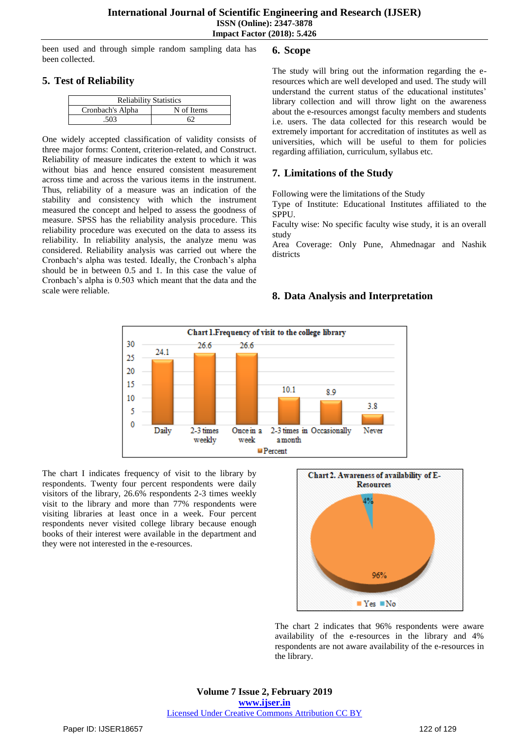been used and through simple random sampling data has been collected.

## 5. Test of Reliability

| Reliability Statistics | |
|---|---|
| Cronbach's Alpha | N of Items |
| .503 | 62 |

One widely accepted classification of validity consists of three major forms: Content, criterion-related, and Construct. Reliability of measure indicates the extent to which it was without bias and hence ensured consistent measurement across time and across the various items in the instrument. Thus, reliability of a measure was an indication of the stability and consistency with which the instrument measured the concept and helped to assess the goodness of measure. SPSS has the reliability analysis procedure. This reliability procedure was executed on the data to assess its reliability. In reliability analysis, the analyze menu was considered. Reliability analysis was carried out where the Cronbach‘s alpha was tested. Ideally, the Cronbach’s alpha should be in between 0.5 and 1. In this case the value of Cronbach’s alpha is 0.503 which meant that the data and the scale were reliable.

## 6. Scope

The study will bring out the information regarding the e-resources which are well developed and used. The study will understand the current status of the educational institutes’ library collection and will throw light on the awareness about the e-resources amongst faculty members and students i.e. users. The data collected for this research would be extremely important for accreditation of institutes as well as universities, which will be useful to them for policies regarding affiliation, curriculum, syllabus etc.

## 7. Limitations of the Study

Following were the limitations of the Study

Type of Institute: Educational Institutes affiliated to the SPPU.

Faculty wise: No specific faculty wise study, it is an overall study

Area Coverage: Only Pune, Ahmednagar and Nashik districts

## 8. Data Analysis and Interpretation

**Chart 1.Frequency of visit to the college library**

| | Daily | 2-3 times weekly | Once in a week | 2-3 times in a month | Occasionally | Never |
|---|---|---|---|---|---|---|
| Percent | 24.1 | 26.6 | 26.6 | 10.1 | 8.9 | 3.8 |

The chart I indicates frequency of visit to the library by respondents. Twenty four percent respondents were daily visitors of the library, 26.6% respondents 2-3 times weekly visit to the library and more than 77% respondents were visiting libraries at least once in a week. Four percent respondents never visited college library because enough books of their interest were available in the department and they were not interested in the e-resources.

**Chart 2. Awareness of availability of E-Resources**

| | Yes | No |
|---|---|---|
| Percent | 96% | 4% |

The chart 2 indicates that 96% respondents were aware availability of the e-resources in the library and 4% respondents are not aware availability of the e-resources in the library.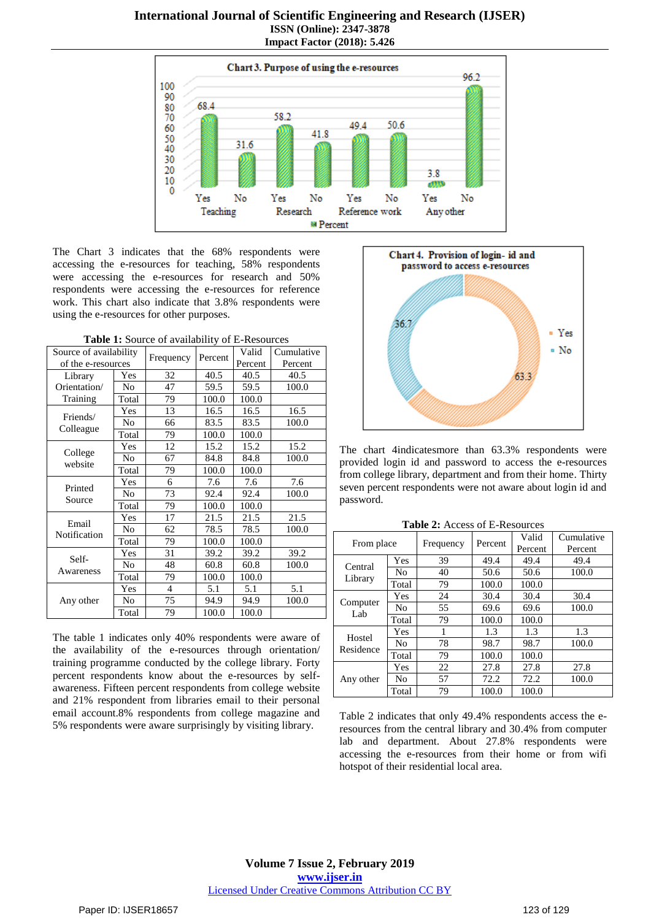Chart 3. Purpose of using the e-resources

| | Percent |
|---|---|
| Teaching – Yes | 68.4 |
| Teaching – No | 31.6 |
| Research – Yes | 58.2 |
| Research – No | 41.8 |
| Reference work – Yes | 49.4 |
| Reference work – No | 50.6 |
| Any other – Yes | 3.8 |
| Any other – No | 96.2 |

The Chart 3 indicates that the 68% respondents were accessing the e-resources for teaching, 58% respondents were accessing the e-resources for research and 50% respondents were accessing the e-resources for reference work. This chart also indicate that 3.8% respondents were using the e-resources for other purposes.

**Table 1:** Source of availability of E-Resources

| Source of availability of the e-resources | | Frequency | Percent | Valid Percent | Cumulative Percent |
|---|---|---|---|---|---|
| Library Orientation/ Training | Yes | 32 | 40.5 | 40.5 | 40.5 |
| | No | 47 | 59.5 | 59.5 | 100.0 |
| | Total | 79 | 100.0 | 100.0 | |
| Friends/ Colleague | Yes | 13 | 16.5 | 16.5 | 16.5 |
| | No | 66 | 83.5 | 83.5 | 100.0 |
| | Total | 79 | 100.0 | 100.0 | |
| College website | Yes | 12 | 15.2 | 15.2 | 15.2 |
| | No | 67 | 84.8 | 84.8 | 100.0 |
| | Total | 79 | 100.0 | 100.0 | |
| Printed Source | Yes | 6 | 7.6 | 7.6 | 7.6 |
| | No | 73 | 92.4 | 92.4 | 100.0 |
| | Total | 79 | 100.0 | 100.0 | |
| Email Notification | Yes | 17 | 21.5 | 21.5 | 21.5 |
| | No | 62 | 78.5 | 78.5 | 100.0 |
| | Total | 79 | 100.0 | 100.0 | |
| Self-Awareness | Yes | 31 | 39.2 | 39.2 | 39.2 |
| | No | 48 | 60.8 | 60.8 | 100.0 |
| | Total | 79 | 100.0 | 100.0 | |
| Any other | Yes | 4 | 5.1 | 5.1 | 5.1 |
| | No | 75 | 94.9 | 94.9 | 100.0 |
| | Total | 79 | 100.0 | 100.0 | |

The table 1 indicates only 40% respondents were aware of the availability of the e-resources through orientation/ training programme conducted by the college library. Forty percent respondents know about the e-resources by self-awareness. Fifteen percent respondents from college website and 21% respondent from libraries email to their personal email account.8% respondents from college magazine and 5% respondents were aware surprisingly by visiting library.

Chart 4. Provision of login- id and password to access e-resources

| | Percent |
|---|---|
| Yes | 63.3 |
| No | 36.7 |

The chart 4indicatesmore than 63.3% respondents were provided login id and password to access the e-resources from college library, department and from their home. Thirty seven percent respondents were not aware about login id and password.

**Table 2:** Access of E-Resources

| From place | | Frequency | Percent | Valid Percent | Cumulative Percent |
|---|---|---|---|---|---|
| Central Library | Yes | 39 | 49.4 | 49.4 | 49.4 |
| | No | 40 | 50.6 | 50.6 | 100.0 |
| | Total | 79 | 100.0 | 100.0 | |
| Computer Lab | Yes | 24 | 30.4 | 30.4 | 30.4 |
| | No | 55 | 69.6 | 69.6 | 100.0 |
| | Total | 79 | 100.0 | 100.0 | |
| Hostel Residence | Yes | 1 | 1.3 | 1.3 | 1.3 |
| | No | 78 | 98.7 | 98.7 | 100.0 |
| | Total | 79 | 100.0 | 100.0 | |
| Any other | Yes | 22 | 27.8 | 27.8 | 27.8 |
| | No | 57 | 72.2 | 72.2 | 100.0 |
| | Total | 79 | 100.0 | 100.0 | |

Table 2 indicates that only 49.4% respondents access the e-resources from the central library and 30.4% from computer lab and department. About 27.8% respondents were accessing the e-resources from their home or from wifi hotspot of their residential local area.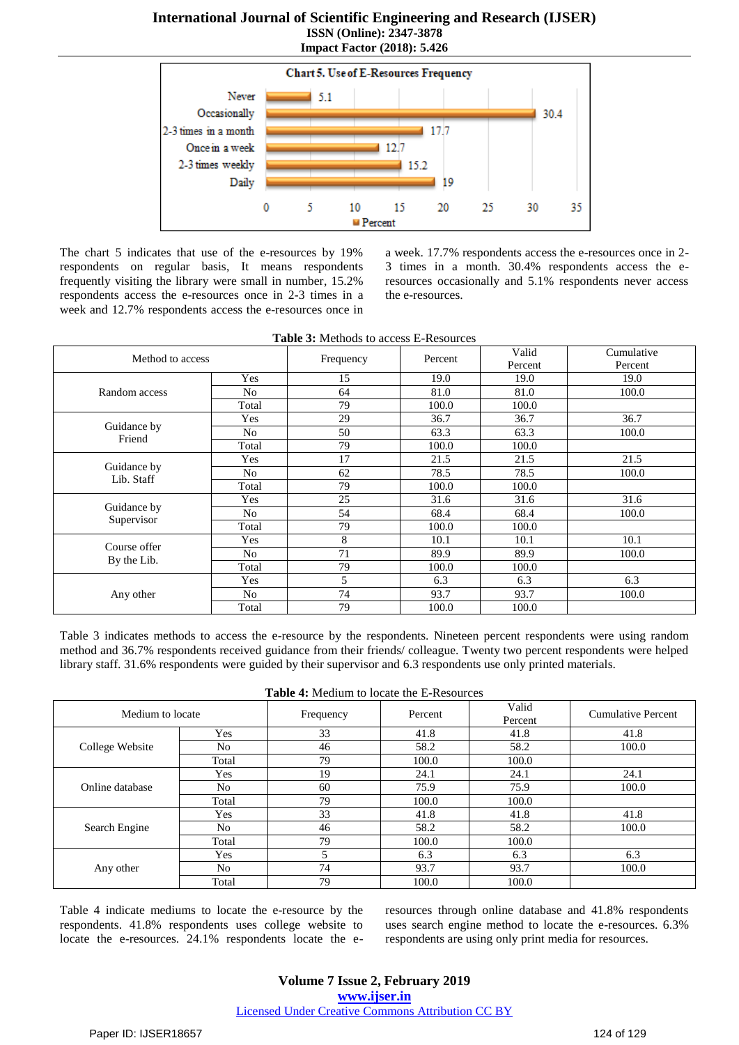**Chart 5. Use of E-Resources Frequency**

| Frequency | Percent |
|---|---|
| Never | 5.1 |
| Occasionally | 30.4 |
| 2-3 times in a month | 17.7 |
| Once in a week | 12.7 |
| 2-3 times weekly | 15.2 |
| Daily | 19 |

The chart 5 indicates that use of the e-resources by 19% respondents on regular basis, It means respondents frequently visiting the library were small in number, 15.2% respondents access the e-resources once in 2-3 times in a week and 12.7% respondents access the e-resources once in a week. 17.7% respondents access the e-resources once in 2-3 times in a month. 30.4% respondents access the e-resources occasionally and 5.1% respondents never access the e-resources.

**Table 3:** Methods to access E-Resources

| Method to access | | Frequency | Percent | Valid Percent | Cumulative Percent |
|---|---|---|---|---|---|
| Random access | Yes | 15 | 19.0 | 19.0 | 19.0 |
| | No | 64 | 81.0 | 81.0 | 100.0 |
| | Total | 79 | 100.0 | 100.0 | |
| Guidance by Friend | Yes | 29 | 36.7 | 36.7 | 36.7 |
| | No | 50 | 63.3 | 63.3 | 100.0 |
| | Total | 79 | 100.0 | 100.0 | |
| Guidance by Lib. Staff | Yes | 17 | 21.5 | 21.5 | 21.5 |
| | No | 62 | 78.5 | 78.5 | 100.0 |
| | Total | 79 | 100.0 | 100.0 | |
| Guidance by Supervisor | Yes | 25 | 31.6 | 31.6 | 31.6 |
| | No | 54 | 68.4 | 68.4 | 100.0 |
| | Total | 79 | 100.0 | 100.0 | |
| Course offer By the Lib. | Yes | 8 | 10.1 | 10.1 | 10.1 |
| | No | 71 | 89.9 | 89.9 | 100.0 |
| | Total | 79 | 100.0 | 100.0 | |
| Any other | Yes | 5 | 6.3 | 6.3 | 6.3 |
| | No | 74 | 93.7 | 93.7 | 100.0 |
| | Total | 79 | 100.0 | 100.0 | |

Table 3 indicates methods to access the e-resource by the respondents. Nineteen percent respondents were using random method and 36.7% respondents received guidance from their friends/ colleague. Twenty two percent respondents were helped library staff. 31.6% respondents were guided by their supervisor and 6.3 respondents use only printed materials.

**Table 4:** Medium to locate the E-Resources

| Medium to locate | | Frequency | Percent | Valid Percent | Cumulative Percent |
|---|---|---|---|---|---|
| College Website | Yes | 33 | 41.8 | 41.8 | 41.8 |
| | No | 46 | 58.2 | 58.2 | 100.0 |
| | Total | 79 | 100.0 | 100.0 | |
| Online database | Yes | 19 | 24.1 | 24.1 | 24.1 |
| | No | 60 | 75.9 | 75.9 | 100.0 |
| | Total | 79 | 100.0 | 100.0 | |
| Search Engine | Yes | 33 | 41.8 | 41.8 | 41.8 |
| | No | 46 | 58.2 | 58.2 | 100.0 |
| | Total | 79 | 100.0 | 100.0 | |
| Any other | Yes | 5 | 6.3 | 6.3 | 6.3 |
| | No | 74 | 93.7 | 93.7 | 100.0 |
| | Total | 79 | 100.0 | 100.0 | |

Table 4 indicate mediums to locate the e-resource by the respondents. 41.8% respondents uses college website to locate the e-resources. 24.1% respondents locate the e-resources through online database and 41.8% respondents uses search engine method to locate the e-resources. 6.3% respondents are using only print media for resources.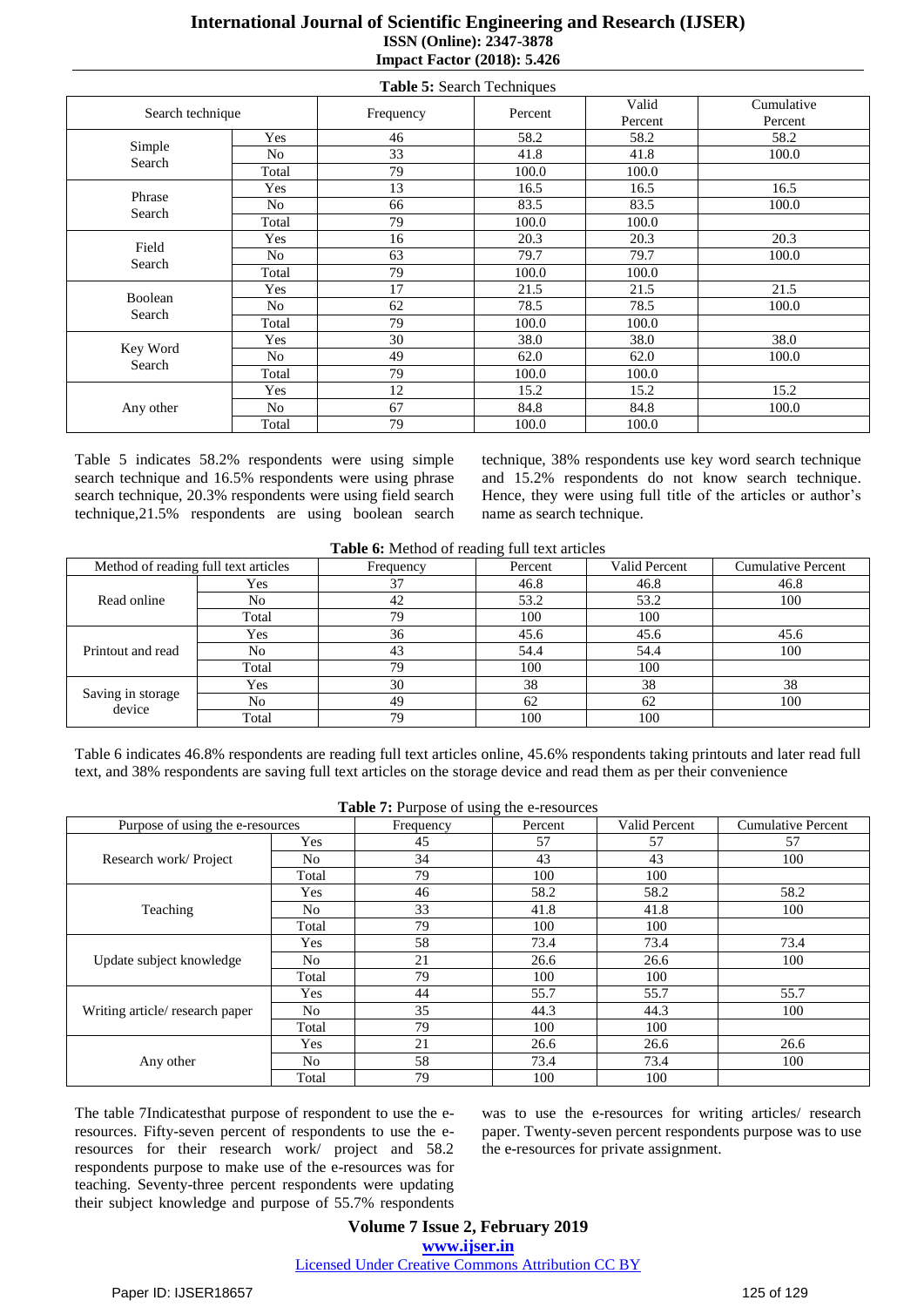**Table 5:** Search Techniques

| Search technique | | Frequency | Percent | Valid Percent | Cumulative Percent |
|---|---|---|---|---|---|
| Simple Search | Yes | 46 | 58.2 | 58.2 | 58.2 |
| | No | 33 | 41.8 | 41.8 | 100.0 |
| | Total | 79 | 100.0 | 100.0 | |
| Phrase Search | Yes | 13 | 16.5 | 16.5 | 16.5 |
| | No | 66 | 83.5 | 83.5 | 100.0 |
| | Total | 79 | 100.0 | 100.0 | |
| Field Search | Yes | 16 | 20.3 | 20.3 | 20.3 |
| | No | 63 | 79.7 | 79.7 | 100.0 |
| | Total | 79 | 100.0 | 100.0 | |
| Boolean Search | Yes | 17 | 21.5 | 21.5 | 21.5 |
| | No | 62 | 78.5 | 78.5 | 100.0 |
| | Total | 79 | 100.0 | 100.0 | |
| Key Word Search | Yes | 30 | 38.0 | 38.0 | 38.0 |
| | No | 49 | 62.0 | 62.0 | 100.0 |
| | Total | 79 | 100.0 | 100.0 | |
| Any other | Yes | 12 | 15.2 | 15.2 | 15.2 |
| | No | 67 | 84.8 | 84.8 | 100.0 |
| | Total | 79 | 100.0 | 100.0 | |

Table 5 indicates 58.2% respondents were using simple search technique and 16.5% respondents were using phrase search technique, 20.3% respondents were using field search technique,21.5% respondents are using boolean search technique, 38% respondents use key word search technique and 15.2% respondents do not know search technique. Hence, they were using full title of the articles or author's name as search technique.

**Table 6:** Method of reading full text articles

| Method of reading full text articles | | Frequency | Percent | Valid Percent | Cumulative Percent |
|---|---|---|---|---|---|
| Read online | Yes | 37 | 46.8 | 46.8 | 46.8 |
| | No | 42 | 53.2 | 53.2 | 100 |
| | Total | 79 | 100 | 100 | |
| Printout and read | Yes | 36 | 45.6 | 45.6 | 45.6 |
| | No | 43 | 54.4 | 54.4 | 100 |
| | Total | 79 | 100 | 100 | |
| Saving in storage device | Yes | 30 | 38 | 38 | 38 |
| | No | 49 | 62 | 62 | 100 |
| | Total | 79 | 100 | 100 | |

Table 6 indicates 46.8% respondents are reading full text articles online, 45.6% respondents taking printouts and later read full text, and 38% respondents are saving full text articles on the storage device and read them as per their convenience

**Table 7:** Purpose of using the e-resources

| Purpose of using the e-resources | | Frequency | Percent | Valid Percent | Cumulative Percent |
|---|---|---|---|---|---|
| Research work/ Project | Yes | 45 | 57 | 57 | 57 |
| | No | 34 | 43 | 43 | 100 |
| | Total | 79 | 100 | 100 | |
| Teaching | Yes | 46 | 58.2 | 58.2 | 58.2 |
| | No | 33 | 41.8 | 41.8 | 100 |
| | Total | 79 | 100 | 100 | |
| Update subject knowledge | Yes | 58 | 73.4 | 73.4 | 73.4 |
| | No | 21 | 26.6 | 26.6 | 100 |
| | Total | 79 | 100 | 100 | |
| Writing article/ research paper | Yes | 44 | 55.7 | 55.7 | 55.7 |
| | No | 35 | 44.3 | 44.3 | 100 |
| | Total | 79 | 100 | 100 | |
| Any other | Yes | 21 | 26.6 | 26.6 | 26.6 |
| | No | 58 | 73.4 | 73.4 | 100 |
| | Total | 79 | 100 | 100 | |

The table 7Indicatesthat purpose of respondent to use the e-resources. Fifty-seven percent of respondents to use the e-resources for their research work/ project and 58.2 respondents purpose to make use of the e-resources was for teaching. Seventy-three percent respondents were updating their subject knowledge and purpose of 55.7% respondents was to use the e-resources for writing articles/ research paper. Twenty-seven percent respondents purpose was to use the e-resources for private assignment.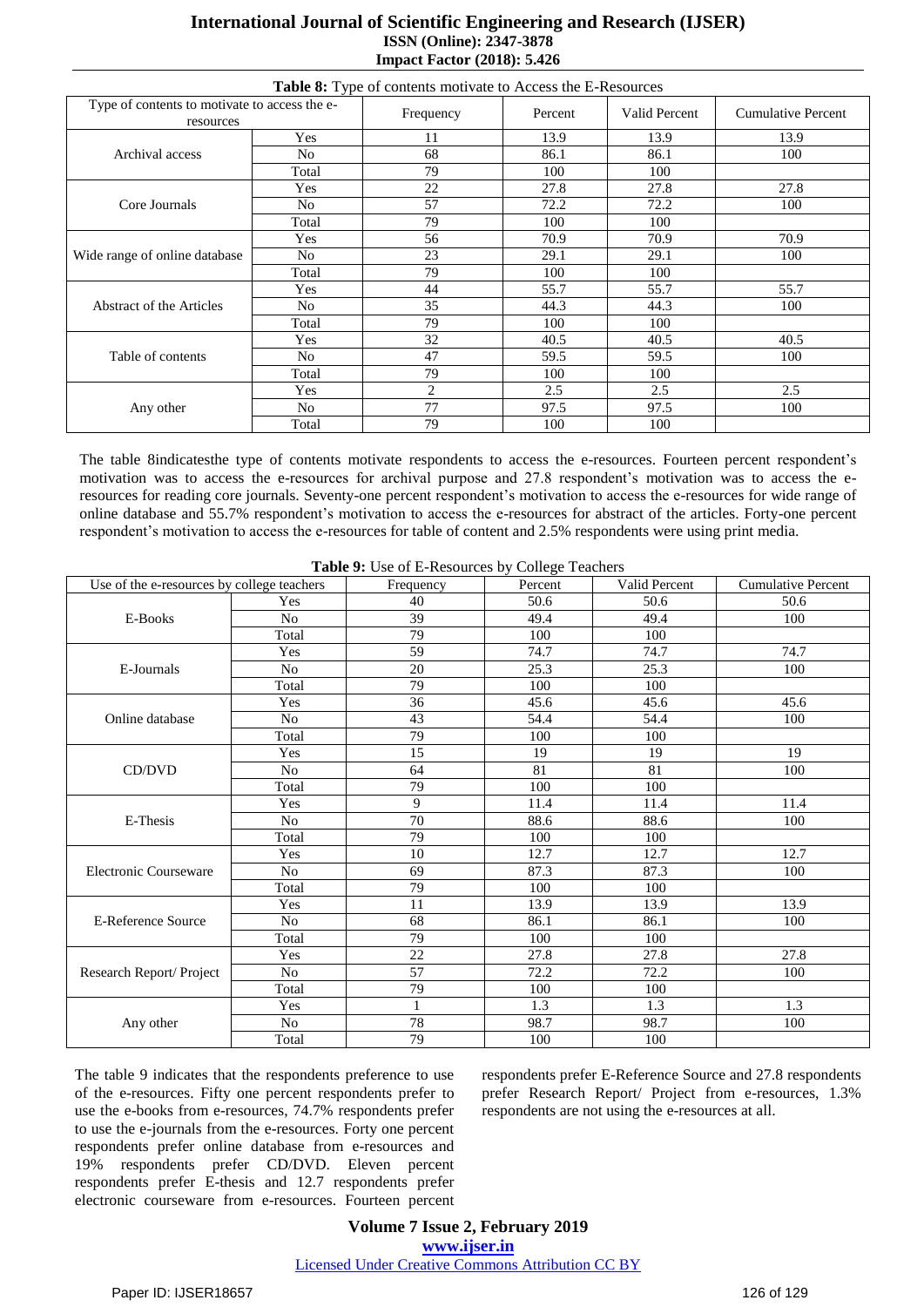**Table 8:** Type of contents motivate to Access the E-Resources

| Type of contents to motivate to access the e-resources | | Frequency | Percent | Valid Percent | Cumulative Percent |
|---|---|---|---|---|---|
| Archival access | Yes | 11 | 13.9 | 13.9 | 13.9 |
| | No | 68 | 86.1 | 86.1 | 100 |
| | Total | 79 | 100 | 100 | |
| Core Journals | Yes | 22 | 27.8 | 27.8 | 27.8 |
| | No | 57 | 72.2 | 72.2 | 100 |
| | Total | 79 | 100 | 100 | |
| Wide range of online database | Yes | 56 | 70.9 | 70.9 | 70.9 |
| | No | 23 | 29.1 | 29.1 | 100 |
| | Total | 79 | 100 | 100 | |
| Abstract of the Articles | Yes | 44 | 55.7 | 55.7 | 55.7 |
| | No | 35 | 44.3 | 44.3 | 100 |
| | Total | 79 | 100 | 100 | |
| Table of contents | Yes | 32 | 40.5 | 40.5 | 40.5 |
| | No | 47 | 59.5 | 59.5 | 100 |
| | Total | 79 | 100 | 100 | |
| Any other | Yes | 2 | 2.5 | 2.5 | 2.5 |
| | No | 77 | 97.5 | 97.5 | 100 |
| | Total | 79 | 100 | 100 | |

The table 8indicatesthe type of contents motivate respondents to access the e-resources. Fourteen percent respondent's motivation was to access the e-resources for archival purpose and 27.8 respondent's motivation was to access the e-resources for reading core journals. Seventy-one percent respondent's motivation to access the e-resources for wide range of online database and 55.7% respondent's motivation to access the e-resources for abstract of the articles. Forty-one percent respondent's motivation to access the e-resources for table of content and 2.5% respondents were using print media.

**Table 9:** Use of E-Resources by College Teachers

| Use of the e-resources by college teachers | | Frequency | Percent | Valid Percent | Cumulative Percent |
|---|---|---|---|---|---|
| E-Books | Yes | 40 | 50.6 | 50.6 | 50.6 |
| | No | 39 | 49.4 | 49.4 | 100 |
| | Total | 79 | 100 | 100 | |
| E-Journals | Yes | 59 | 74.7 | 74.7 | 74.7 |
| | No | 20 | 25.3 | 25.3 | 100 |
| | Total | 79 | 100 | 100 | |
| Online database | Yes | 36 | 45.6 | 45.6 | 45.6 |
| | No | 43 | 54.4 | 54.4 | 100 |
| | Total | 79 | 100 | 100 | |
| CD/DVD | Yes | 15 | 19 | 19 | 19 |
| | No | 64 | 81 | 81 | 100 |
| | Total | 79 | 100 | 100 | |
| E-Thesis | Yes | 9 | 11.4 | 11.4 | 11.4 |
| | No | 70 | 88.6 | 88.6 | 100 |
| | Total | 79 | 100 | 100 | |
| Electronic Courseware | Yes | 10 | 12.7 | 12.7 | 12.7 |
| | No | 69 | 87.3 | 87.3 | 100 |
| | Total | 79 | 100 | 100 | |
| E-Reference Source | Yes | 11 | 13.9 | 13.9 | 13.9 |
| | No | 68 | 86.1 | 86.1 | 100 |
| | Total | 79 | 100 | 100 | |
| Research Report/ Project | Yes | 22 | 27.8 | 27.8 | 27.8 |
| | No | 57 | 72.2 | 72.2 | 100 |
| | Total | 79 | 100 | 100 | |
| Any other | Yes | 1 | 1.3 | 1.3 | 1.3 |
| | No | 78 | 98.7 | 98.7 | 100 |
| | Total | 79 | 100 | 100 | |

The table 9 indicates that the respondents preference to use of the e-resources. Fifty one percent respondents prefer to use the e-books from e-resources, 74.7% respondents prefer to use the e-journals from the e-resources. Forty one percent respondents prefer online database from e-resources and 19% respondents prefer CD/DVD. Eleven percent respondents prefer E-thesis and 12.7 respondents prefer electronic courseware from e-resources. Fourteen percent respondents prefer E-Reference Source and 27.8 respondents prefer Research Report/ Project from e-resources, 1.3% respondents are not using the e-resources at all.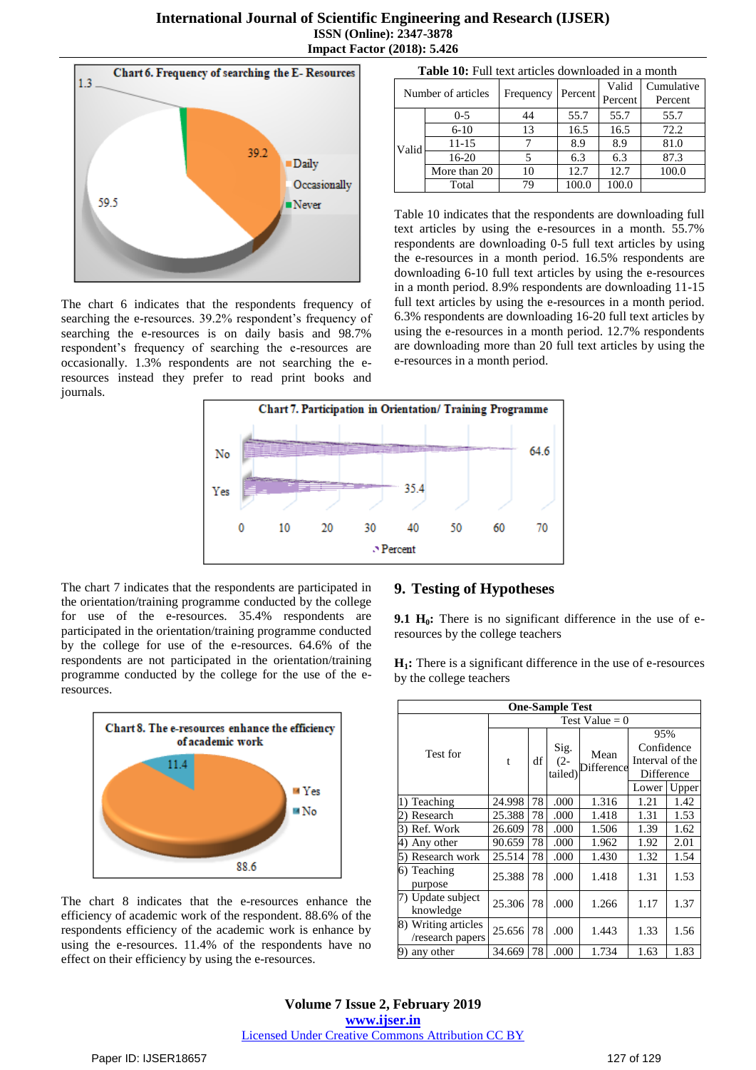Chart 6. Frequency of searching the E- Resources

The chart 6 indicates that the respondents frequency of searching the e-resources. 39.2% respondent's frequency of searching the e-resources is on daily basis and 98.7% respondent's frequency of searching the e-resources are occasionally. 1.3% respondents are not searching the e-resources instead they prefer to read print books and journals.

**Table 10:** Full text articles downloaded in a month

| | Number of articles | Frequency | Percent | Valid Percent | Cumulative Percent |
|---|---|---|---|---|---|
| Valid | 0-5 | 44 | 55.7 | 55.7 | 55.7 |
| | 6-10 | 13 | 16.5 | 16.5 | 72.2 |
| | 11-15 | 7 | 8.9 | 8.9 | 81.0 |
| | 16-20 | 5 | 6.3 | 6.3 | 87.3 |
| | More than 20 | 10 | 12.7 | 12.7 | 100.0 |
| | Total | 79 | 100.0 | 100.0 | |

Table 10 indicates that the respondents are downloading full text articles by using the e-resources in a month. 55.7% respondents are downloading 0-5 full text articles by using the e-resources in a month period. 16.5% respondents are downloading 6-10 full text articles by using the e-resources in a month period. 8.9% respondents are downloading 11-15 full text articles by using the e-resources in a month period. 6.3% respondents are downloading 16-20 full text articles by using the e-resources in a month period. 12.7% respondents are downloading more than 20 full text articles by using the e-resources in a month period.

Chart 7. Participation in Orientation/ Training Programme

The chart 7 indicates that the respondents are participated in the orientation/training programme conducted by the college for use of the e-resources. 35.4% respondents are participated in the orientation/training programme conducted by the college for use of the e-resources. 64.6% of the respondents are not participated in the orientation/training programme conducted by the college for the use of the e-resources.

Chart 8. The e-resources enhance the efficiency of academic work

The chart 8 indicates that the e-resources enhance the efficiency of academic work of the respondent. 88.6% of the respondents efficiency of the academic work is enhance by using the e-resources. 11.4% of the respondents have no effect on their efficiency by using the e-resources.

## 9. Testing of Hypotheses

**9.1 $H_0$:** There is no significant difference in the use of e-resources by the college teachers

**$H_1$:** There is a significant difference in the use of e-resources by the college teachers

**One-Sample Test**

| Test for | Test Value = 0 | | | | | |
|---|---|---|---|---|---|---|
| | t | df | Sig. (2-tailed) | Mean Difference | 95% Confidence Interval of the Difference | |
| | | | | | Lower | Upper |
| 1) Teaching | 24.998 | 78 | .000 | 1.316 | 1.21 | 1.42 |
| 2) Research | 25.388 | 78 | .000 | 1.418 | 1.31 | 1.53 |
| 3) Ref. Work | 26.609 | 78 | .000 | 1.506 | 1.39 | 1.62 |
| 4) Any other | 90.659 | 78 | .000 | 1.962 | 1.92 | 2.01 |
| 5) Research work | 25.514 | 78 | .000 | 1.430 | 1.32 | 1.54 |
| 6) Teaching purpose | 25.388 | 78 | .000 | 1.418 | 1.31 | 1.53 |
| 7) Update subject knowledge | 25.306 | 78 | .000 | 1.266 | 1.17 | 1.37 |
| 8) Writing articles /research papers | 25.656 | 78 | .000 | 1.443 | 1.33 | 1.56 |
| 9) any other | 34.669 | 78 | .000 | 1.734 | 1.63 | 1.83 |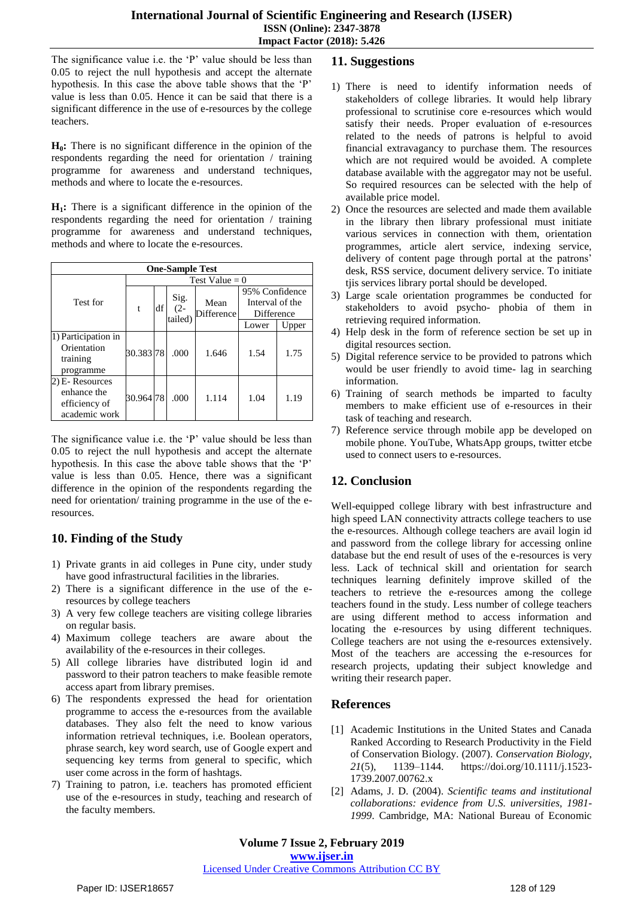The significance value i.e. the 'P' value should be less than 0.05 to reject the null hypothesis and accept the alternate hypothesis. In this case the above table shows that the 'P' value is less than 0.05. Hence it can be said that there is a significant difference in the use of e-resources by the college teachers.

**$H_0$:** There is no significant difference in the opinion of the respondents regarding the need for orientation / training programme for awareness and understand techniques, methods and where to locate the e-resources.

**$H_1$:** There is a significant difference in the opinion of the respondents regarding the need for orientation / training programme for awareness and understand techniques, methods and where to locate the e-resources.

| One-Sample Test | | | | | | |
|---|---|---|---|---|---|---|
| Test for | Test Value = 0 | | | | | |
| | t | df | Sig. (2-tailed) | Mean Difference | 95% Confidence Interval of the Difference | |
| | | | | | Lower | Upper |
| 1) Participation in Orientation training programme | 30.383 | 78 | .000 | 1.646 | 1.54 | 1.75 |
| 2) E- Resources enhance the efficiency of academic work | 30.964 | 78 | .000 | 1.114 | 1.04 | 1.19 |

The significance value i.e. the 'P' value should be less than 0.05 to reject the null hypothesis and accept the alternate hypothesis. In this case the above table shows that the 'P' value is less than 0.05. Hence, there was a significant difference in the opinion of the respondents regarding the need for orientation/ training programme in the use of the e-resources.

## 10. Finding of the Study

1) Private grants in aid colleges in Pune city, under study have good infrastructural facilities in the libraries.
2) There is a significant difference in the use of the e-resources by college teachers
3) A very few college teachers are visiting college libraries on regular basis.
4) Maximum college teachers are aware about the availability of the e-resources in their colleges.
5) All college libraries have distributed login id and password to their patron teachers to make feasible remote access apart from library premises.
6) The respondents expressed the head for orientation programme to access the e-resources from the available databases. They also felt the need to know various information retrieval techniques, i.e. Boolean operators, phrase search, key word search, use of Google expert and sequencing key terms from general to specific, which user come across in the form of hashtags.
7) Training to patron, i.e. teachers has promoted efficient use of the e-resources in study, teaching and research of the faculty members.

## 11. Suggestions

1) There is need to identify information needs of stakeholders of college libraries. It would help library professional to scrutinise core e-resources which would satisfy their needs. Proper evaluation of e-resources related to the needs of patrons is helpful to avoid financial extravagancy to purchase them. The resources which are not required would be avoided. A complete database available with the aggregator may not be useful. So required resources can be selected with the help of available price model.
2) Once the resources are selected and made them available in the library then library professional must initiate various services in connection with them, orientation programmes, article alert service, indexing service, delivery of content page through portal at the patrons' desk, RSS service, document delivery service. To initiate tjis services library portal should be developed.
3) Large scale orientation programmes be conducted for stakeholders to avoid psycho- phobia of them in retrieving required information.
4) Help desk in the form of reference section be set up in digital resources section.
5) Digital reference service to be provided to patrons which would be user friendly to avoid time- lag in searching information.
6) Training of search methods be imparted to faculty members to make efficient use of e-resources in their task of teaching and research.
7) Reference service through mobile app be developed on mobile phone. YouTube, WhatsApp groups, twitter etcbe used to connect users to e-resources.

## 12. Conclusion

Well-equipped college library with best infrastructure and high speed LAN connectivity attracts college teachers to use the e-resources. Although college teachers are avail login id and password from the college library for accessing online database but the end result of uses of the e-resources is very less. Lack of technical skill and orientation for search techniques learning definitely improve skilled of the teachers to retrieve the e-resources among the college teachers found in the study. Less number of college teachers are using different method to access information and locating the e-resources by using different techniques. College teachers are not using the e-resources extensively. Most of the teachers are accessing the e-resources for research projects, updating their subject knowledge and writing their research paper.

## References

[1] Academic Institutions in the United States and Canada Ranked According to Research Productivity in the Field of Conservation Biology. (2007). *Conservation Biology, 21*(5), 1139–1144. https://doi.org/10.1111/j.1523-1739.2007.00762.x

[2] Adams, J. D. (2004). *Scientific teams and institutional collaborations: evidence from U.S. universities, 1981-1999*. Cambridge, MA: National Bureau of Economic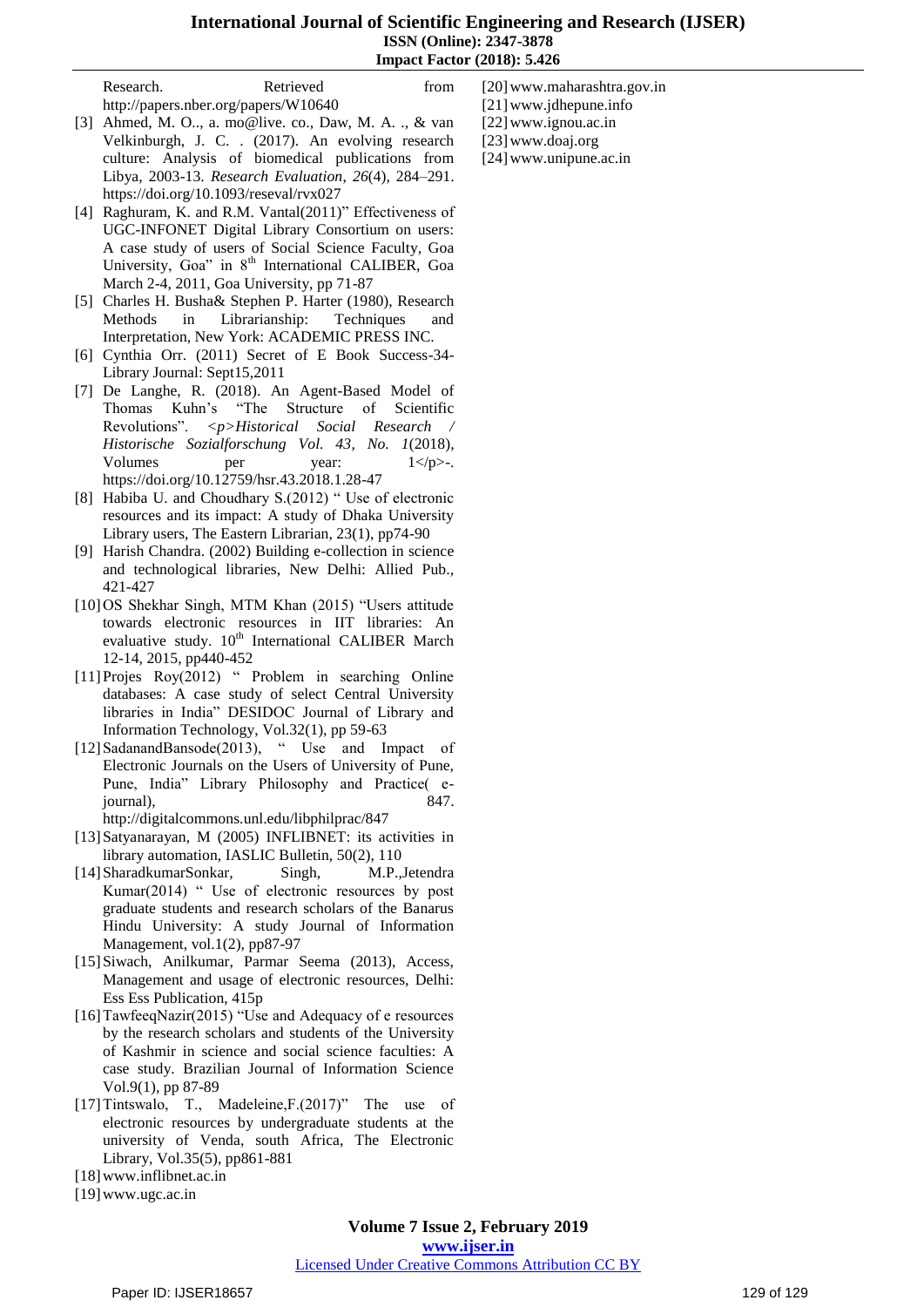Research. Retrieved from http://papers.nber.org/papers/W10640

[3] Ahmed, M. O.., a. mo@live. co., Daw, M. A. ., & van Velkinburgh, J. C. . (2017). An evolving research culture: Analysis of biomedical publications from Libya, 2003-13. *Research Evaluation*, *26*(4), 284–291. https://doi.org/10.1093/reseval/rvx027

[4] Raghuram, K. and R.M. Vantal(2011)" Effectiveness of UGC-INFONET Digital Library Consortium on users: A case study of users of Social Science Faculty, Goa University, Goa" in 8th International CALIBER, Goa March 2-4, 2011, Goa University, pp 71-87

[5] Charles H. Busha& Stephen P. Harter (1980), Research Methods in Librarianship: Techniques and Interpretation, New York: ACADEMIC PRESS INC.

[6] Cynthia Orr. (2011) Secret of E Book Success-34-Library Journal: Sept15,2011

[7] De Langhe, R. (2018). An Agent-Based Model of Thomas Kuhn's "The Structure of Scientific Revolutions". *<p>Historical Social Research / Historische Sozialforschung Vol. 43, No. 1*(2018), Volumes per year: 1</p>-. https://doi.org/10.12759/hsr.43.2018.1.28-47

[8] Habiba U. and Choudhary S.(2012) " Use of electronic resources and its impact: A study of Dhaka University Library users, The Eastern Librarian, 23(1), pp74-90

[9] Harish Chandra. (2002) Building e-collection in science and technological libraries, New Delhi: Allied Pub., 421-427

[10] OS Shekhar Singh, MTM Khan (2015) "Users attitude towards electronic resources in IIT libraries: An evaluative study. 10th International CALIBER March 12-14, 2015, pp440-452

[11] Projes Roy(2012) " Problem in searching Online databases: A case study of select Central University libraries in India" DESIDOC Journal of Library and Information Technology, Vol.32(1), pp 59-63

[12] SadanandBansode(2013), " Use and Impact of Electronic Journals on the Users of University of Pune, Pune, India" Library Philosophy and Practice( e-journal), 847. http://digitalcommons.unl.edu/libphilprac/847

[13] Satyanarayan, M (2005) INFLIBNET: its activities in library automation, IASLIC Bulletin, 50(2), 110

[14] SharadkumarSonkar, Singh, M.P.,Jetendra Kumar(2014) " Use of electronic resources by post graduate students and research scholars of the Banarus Hindu University: A study Journal of Information Management, vol.1(2), pp87-97

[15] Siwach, Anilkumar, Parmar Seema (2013), Access, Management and usage of electronic resources, Delhi: Ess Ess Publication, 415p

[16] TawfeeqNazir(2015) "Use and Adequacy of e resources by the research scholars and students of the University of Kashmir in science and social science faculties: A case study. Brazilian Journal of Information Science Vol.9(1), pp 87-89

[17] Tintswalo, T., Madeleine,F.(2017)" The use of electronic resources by undergraduate students at the university of Venda, south Africa, The Electronic Library, Vol.35(5), pp861-881

[18] www.inflibnet.ac.in

[19] www.ugc.ac.in

[20] www.maharashtra.gov.in

[21] www.jdhepune.info

[22] www.ignou.ac.in

[23] www.doaj.org

[24] www.unipune.ac.in